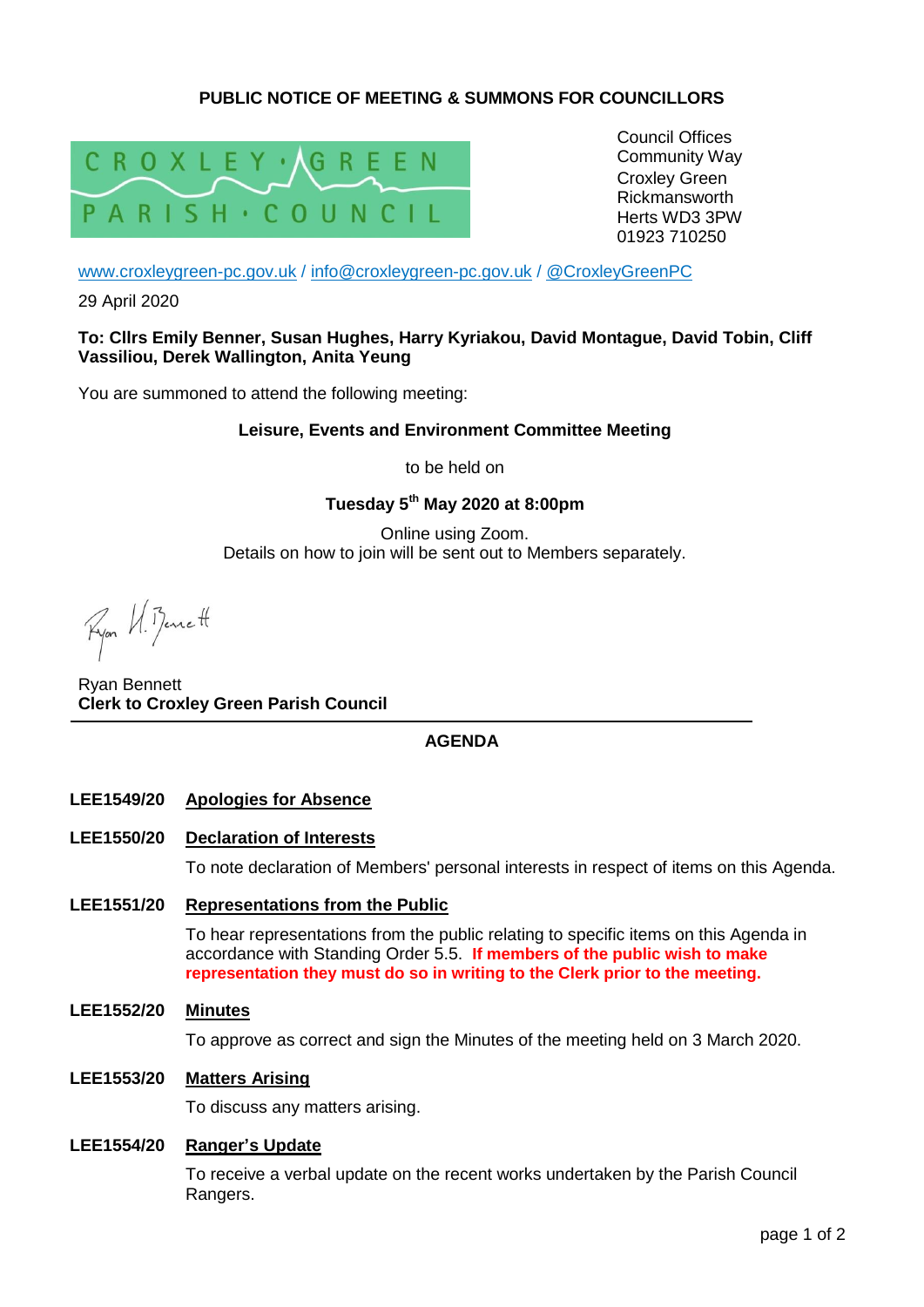**PUBLIC NOTICE OF MEETING & SUMMONS FOR COUNCILLORS**

CROXLEY GREEN PARISH COUNCIL

Council Offices
Community Way
Croxley Green
Rickmansworth
Herts WD3 3PW
01923 710250

www.croxleygreen-pc.gov.uk / info@croxleygreen-pc.gov.uk / @CroxleyGreenPC

29 April 2020

**To: Cllrs Emily Benner, Susan Hughes, Harry Kyriakou, David Montague, David Tobin, Cliff Vassiliou, Derek Wallington, Anita Yeung**

You are summoned to attend the following meeting:

**Leisure, Events and Environment Committee Meeting**

to be held on

**Tuesday 5th May 2020 at 8:00pm**

Online using Zoom.
Details on how to join will be sent out to Members separately.

Ryan Bennett
**Clerk to Croxley Green Parish Council**

---

## AGENDA

**LEE1549/20** **Apologies for Absence**

**LEE1550/20** **Declaration of Interests**

To note declaration of Members' personal interests in respect of items on this Agenda.

**LEE1551/20** **Representations from the Public**

To hear representations from the public relating to specific items on this Agenda in accordance with Standing Order 5.5. **If members of the public wish to make representation they must do so in writing to the Clerk prior to the meeting.**

**LEE1552/20** **Minutes**

To approve as correct and sign the Minutes of the meeting held on 3 March 2020.

**LEE1553/20** **Matters Arising**

To discuss any matters arising.

**LEE1554/20** **Ranger's Update**

To receive a verbal update on the recent works undertaken by the Parish Council Rangers.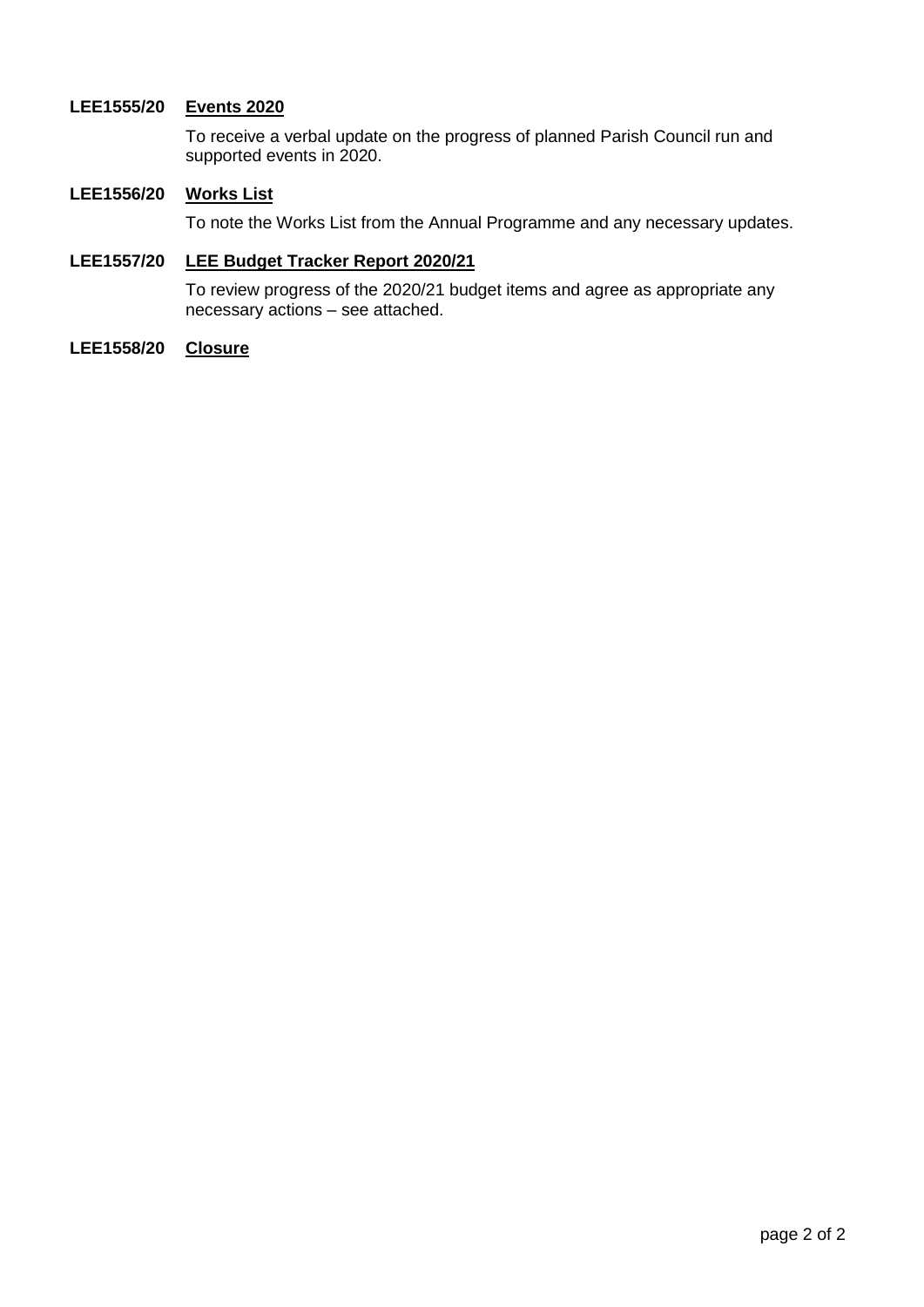**LEE1555/20 Events 2020**

To receive a verbal update on the progress of planned Parish Council run and supported events in 2020.

**LEE1556/20 Works List**

To note the Works List from the Annual Programme and any necessary updates.

**LEE1557/20 LEE Budget Tracker Report 2020/21**

To review progress of the 2020/21 budget items and agree as appropriate any necessary actions – see attached.

**LEE1558/20 Closure**